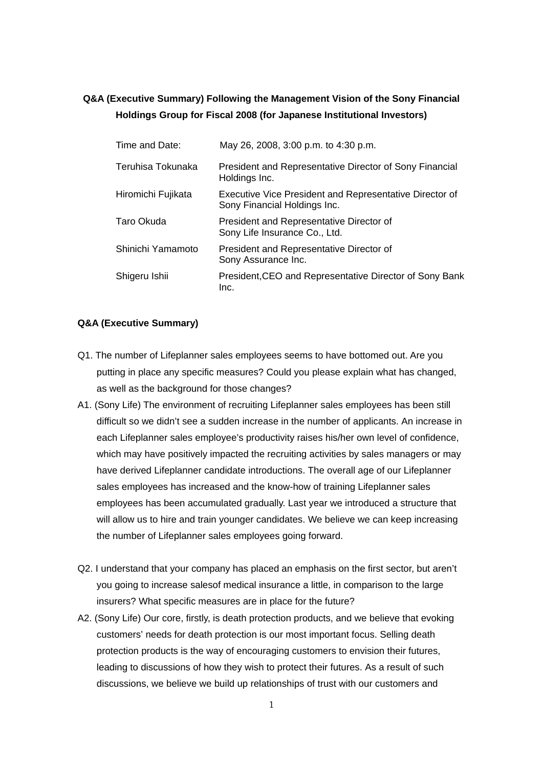# Q&A (Executive Summary) Following the Management Vision of the Sony Financial Holdings Group for Fiscal 2008 (for Japanese Institutional Investors)

| | |
|---|---|
| Time and Date: | May 26, 2008, 3:00 p.m. to 4:30 p.m. |
| Teruhisa Tokunaka | President and Representative Director of Sony Financial Holdings Inc. |
| Hiromichi Fujikata | Executive Vice President and Representative Director of Sony Financial Holdings Inc. |
| Taro Okuda | President and Representative Director of Sony Life Insurance Co., Ltd. |
| Shinichi Yamamoto | President and Representative Director of Sony Assurance Inc. |
| Shigeru Ishii | President,CEO and Representative Director of Sony Bank Inc. |

**Q&A (Executive Summary)**

Q1. The number of Lifeplanner sales employees seems to have bottomed out. Are you putting in place any specific measures? Could you please explain what has changed, as well as the background for those changes?

A1. (Sony Life) The environment of recruiting Lifeplanner sales employees has been still difficult so we didn't see a sudden increase in the number of applicants. An increase in each Lifeplanner sales employee's productivity raises his/her own level of confidence, which may have positively impacted the recruiting activities by sales managers or may have derived Lifeplanner candidate introductions. The overall age of our Lifeplanner sales employees has increased and the know-how of training Lifeplanner sales employees has been accumulated gradually. Last year we introduced a structure that will allow us to hire and train younger candidates. We believe we can keep increasing the number of Lifeplanner sales employees going forward.

Q2. I understand that your company has placed an emphasis on the first sector, but aren't you going to increase salesof medical insurance a little, in comparison to the large insurers? What specific measures are in place for the future?

A2. (Sony Life) Our core, firstly, is death protection products, and we believe that evoking customers' needs for death protection is our most important focus. Selling death protection products is the way of encouraging customers to envision their futures, leading to discussions of how they wish to protect their futures. As a result of such discussions, we believe we build up relationships of trust with our customers and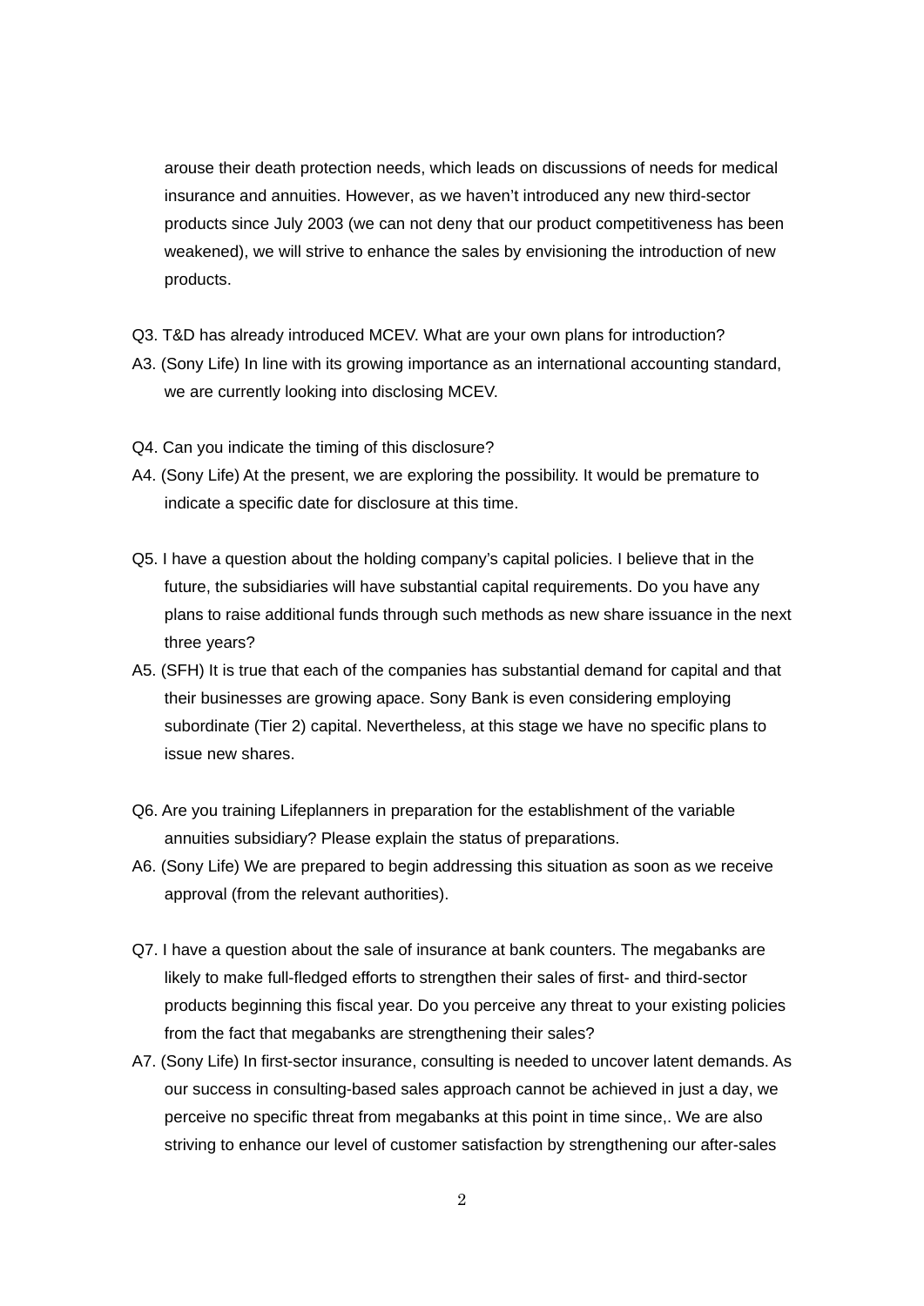arouse their death protection needs, which leads on discussions of needs for medical insurance and annuities. However, as we haven't introduced any new third-sector products since July 2003 (we can not deny that our product competitiveness has been weakened), we will strive to enhance the sales by envisioning the introduction of new products.

Q3. T&D has already introduced MCEV. What are your own plans for introduction?
A3. (Sony Life) In line with its growing importance as an international accounting standard, we are currently looking into disclosing MCEV.

Q4. Can you indicate the timing of this disclosure?
A4. (Sony Life) At the present, we are exploring the possibility. It would be premature to indicate a specific date for disclosure at this time.

Q5. I have a question about the holding company's capital policies. I believe that in the future, the subsidiaries will have substantial capital requirements. Do you have any plans to raise additional funds through such methods as new share issuance in the next three years?
A5. (SFH) It is true that each of the companies has substantial demand for capital and that their businesses are growing apace. Sony Bank is even considering employing subordinate (Tier 2) capital. Nevertheless, at this stage we have no specific plans to issue new shares.

Q6. Are you training Lifeplanners in preparation for the establishment of the variable annuities subsidiary? Please explain the status of preparations.
A6. (Sony Life) We are prepared to begin addressing this situation as soon as we receive approval (from the relevant authorities).

Q7. I have a question about the sale of insurance at bank counters. The megabanks are likely to make full-fledged efforts to strengthen their sales of first- and third-sector products beginning this fiscal year. Do you perceive any threat to your existing policies from the fact that megabanks are strengthening their sales?
A7. (Sony Life) In first-sector insurance, consulting is needed to uncover latent demands. As our success in consulting-based sales approach cannot be achieved in just a day, we perceive no specific threat from megabanks at this point in time since,. We are also striving to enhance our level of customer satisfaction by strengthening our after-sales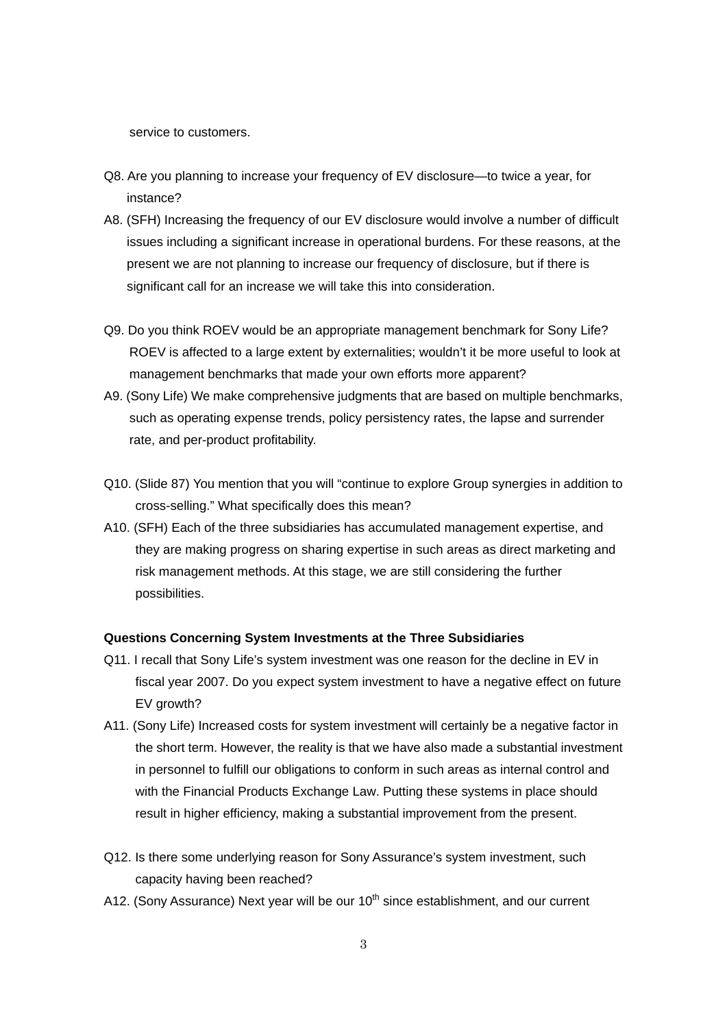service to customers.

Q8. Are you planning to increase your frequency of EV disclosure—to twice a year, for instance?

A8. (SFH) Increasing the frequency of our EV disclosure would involve a number of difficult issues including a significant increase in operational burdens. For these reasons, at the present we are not planning to increase our frequency of disclosure, but if there is significant call for an increase we will take this into consideration.

Q9. Do you think ROEV would be an appropriate management benchmark for Sony Life? ROEV is affected to a large extent by externalities; wouldn't it be more useful to look at management benchmarks that made your own efforts more apparent?

A9. (Sony Life) We make comprehensive judgments that are based on multiple benchmarks, such as operating expense trends, policy persistency rates, the lapse and surrender rate, and per-product profitability.

Q10. (Slide 87) You mention that you will "continue to explore Group synergies in addition to cross-selling." What specifically does this mean?

A10. (SFH) Each of the three subsidiaries has accumulated management expertise, and they are making progress on sharing expertise in such areas as direct marketing and risk management methods. At this stage, we are still considering the further possibilities.

**Questions Concerning System Investments at the Three Subsidiaries**

Q11. I recall that Sony Life's system investment was one reason for the decline in EV in fiscal year 2007. Do you expect system investment to have a negative effect on future EV growth?

A11. (Sony Life) Increased costs for system investment will certainly be a negative factor in the short term. However, the reality is that we have also made a substantial investment in personnel to fulfill our obligations to conform in such areas as internal control and with the Financial Products Exchange Law. Putting these systems in place should result in higher efficiency, making a substantial improvement from the present.

Q12. Is there some underlying reason for Sony Assurance's system investment, such capacity having been reached?

A12. (Sony Assurance) Next year will be our 10th since establishment, and our current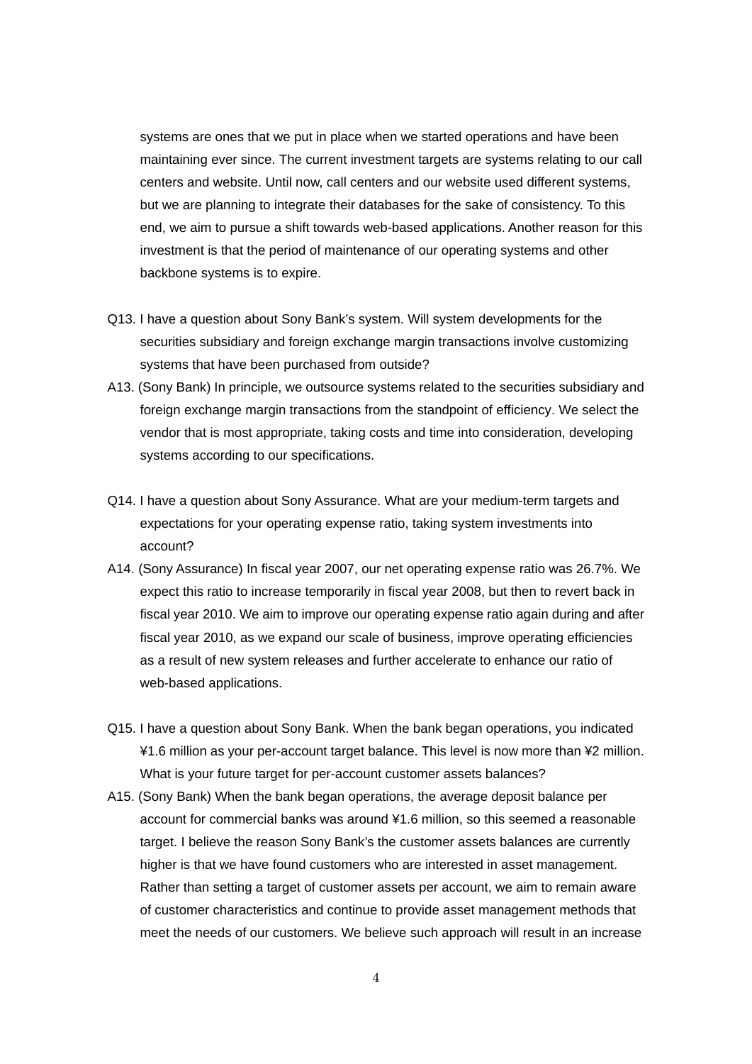systems are ones that we put in place when we started operations and have been maintaining ever since. The current investment targets are systems relating to our call centers and website. Until now, call centers and our website used different systems, but we are planning to integrate their databases for the sake of consistency. To this end, we aim to pursue a shift towards web-based applications. Another reason for this investment is that the period of maintenance of our operating systems and other backbone systems is to expire.

Q13. I have a question about Sony Bank's system. Will system developments for the securities subsidiary and foreign exchange margin transactions involve customizing systems that have been purchased from outside?

A13. (Sony Bank) In principle, we outsource systems related to the securities subsidiary and foreign exchange margin transactions from the standpoint of efficiency. We select the vendor that is most appropriate, taking costs and time into consideration, developing systems according to our specifications.

Q14. I have a question about Sony Assurance. What are your medium-term targets and expectations for your operating expense ratio, taking system investments into account?

A14. (Sony Assurance) In fiscal year 2007, our net operating expense ratio was 26.7%. We expect this ratio to increase temporarily in fiscal year 2008, but then to revert back in fiscal year 2010. We aim to improve our operating expense ratio again during and after fiscal year 2010, as we expand our scale of business, improve operating efficiencies as a result of new system releases and further accelerate to enhance our ratio of web-based applications.

Q15. I have a question about Sony Bank. When the bank began operations, you indicated ¥1.6 million as your per-account target balance. This level is now more than ¥2 million. What is your future target for per-account customer assets balances?

A15. (Sony Bank) When the bank began operations, the average deposit balance per account for commercial banks was around ¥1.6 million, so this seemed a reasonable target. I believe the reason Sony Bank's the customer assets balances are currently higher is that we have found customers who are interested in asset management. Rather than setting a target of customer assets per account, we aim to remain aware of customer characteristics and continue to provide asset management methods that meet the needs of our customers. We believe such approach will result in an increase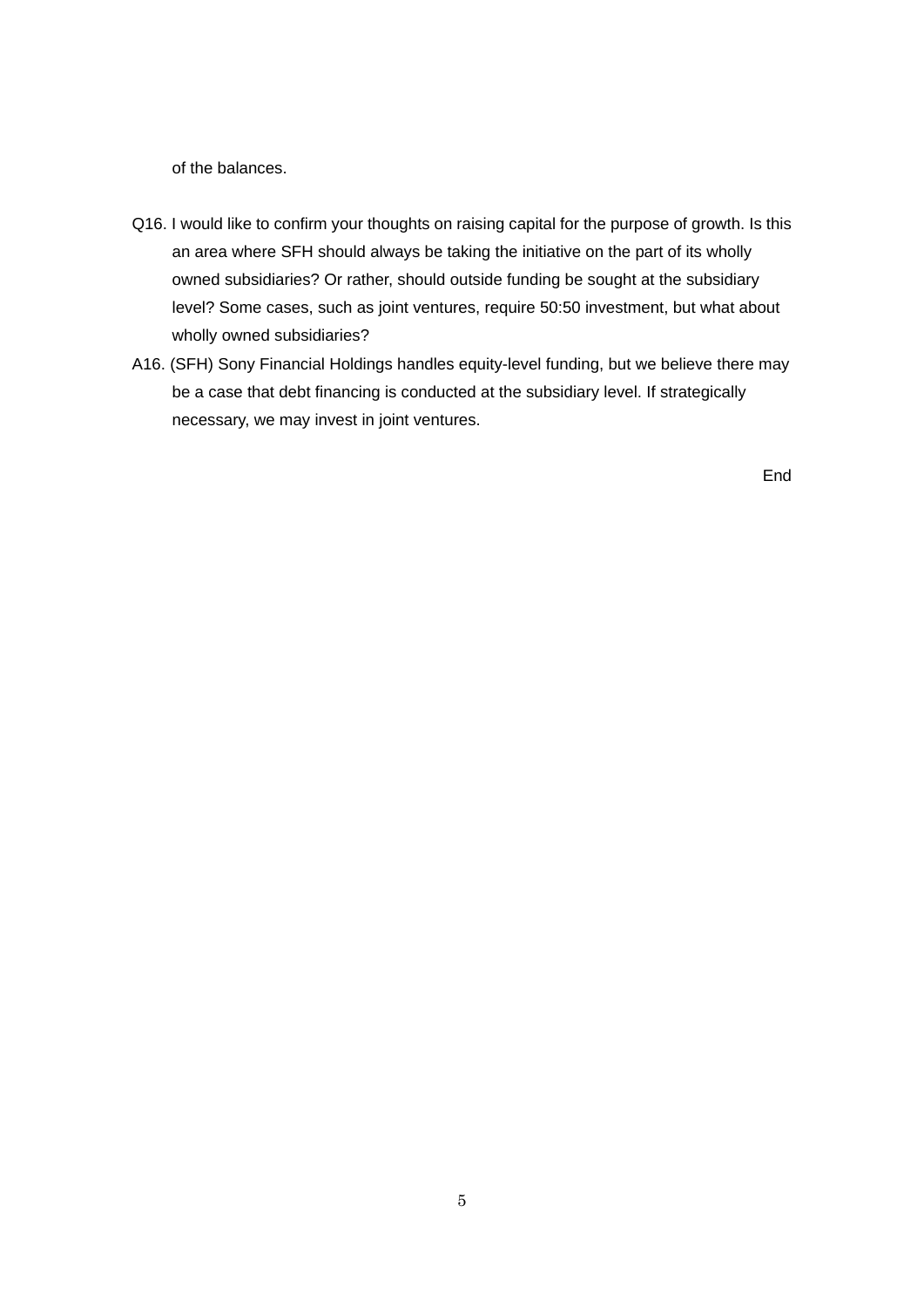of the balances.

Q16. I would like to confirm your thoughts on raising capital for the purpose of growth. Is this an area where SFH should always be taking the initiative on the part of its wholly owned subsidiaries? Or rather, should outside funding be sought at the subsidiary level? Some cases, such as joint ventures, require 50:50 investment, but what about wholly owned subsidiaries?

A16. (SFH) Sony Financial Holdings handles equity-level funding, but we believe there may be a case that debt financing is conducted at the subsidiary level. If strategically necessary, we may invest in joint ventures.

End